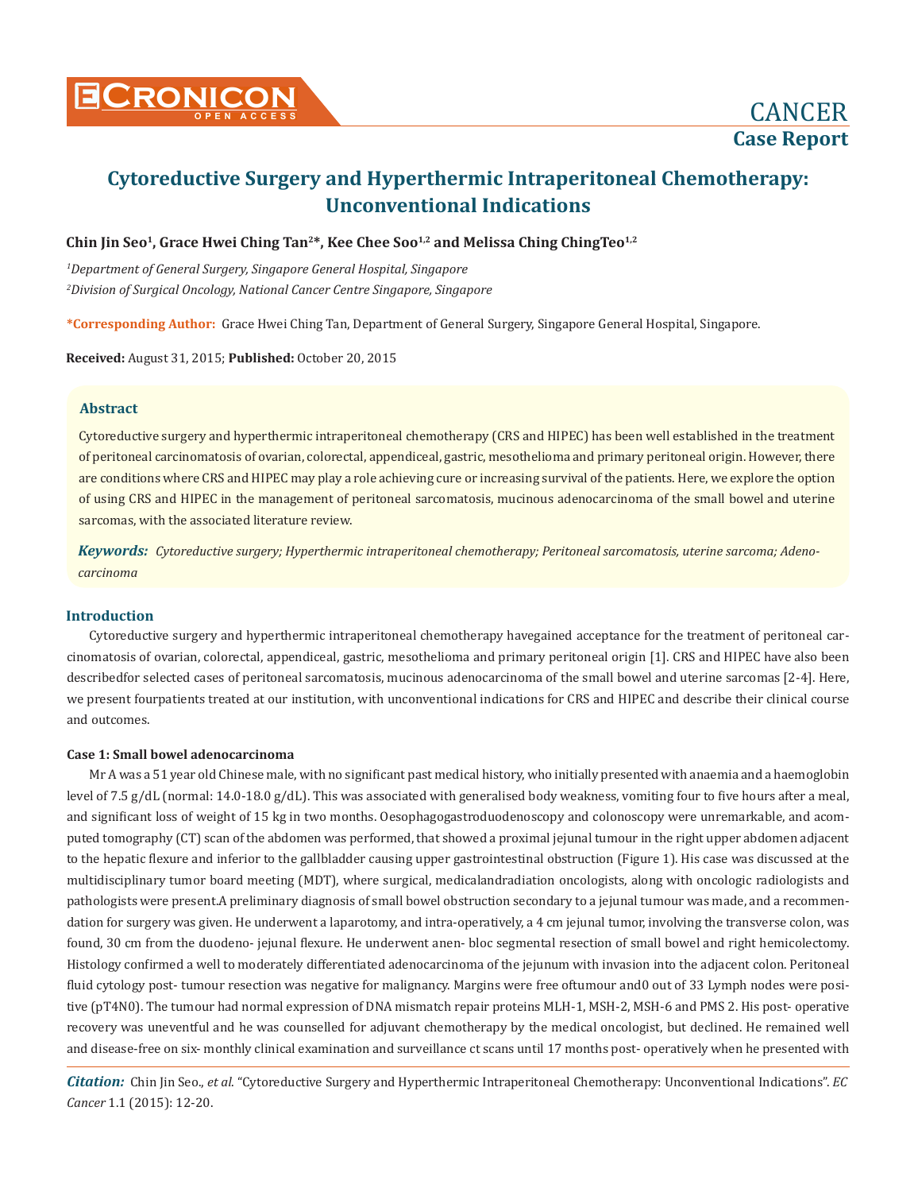CANCER
**Case Report**

# Cytoreductive Surgery and Hyperthermic Intraperitoneal Chemotherapy: Unconventional Indications

**Chin Jin Seo[1], Grace Hwei Ching Tan[2]*, Kee Chee Soo[1,2] and Melissa Ching ChingTeo[1,2]**

*[1]Department of General Surgery, Singapore General Hospital, Singapore*

*[2]Division of Surgical Oncology, National Cancer Centre Singapore, Singapore*

***Corresponding Author:** Grace Hwei Ching Tan, Department of General Surgery, Singapore General Hospital, Singapore.

**Received:** August 31, 2015; **Published:** October 20, 2015

## Abstract

Cytoreductive surgery and hyperthermic intraperitoneal chemotherapy (CRS and HIPEC) has been well established in the treatment of peritoneal carcinomatosis of ovarian, colorectal, appendiceal, gastric, mesothelioma and primary peritoneal origin. However, there are conditions where CRS and HIPEC may play a role achieving cure or increasing survival of the patients. Here, we explore the option of using CRS and HIPEC in the management of peritoneal sarcomatosis, mucinous adenocarcinoma of the small bowel and uterine sarcomas, with the associated literature review.

***Keywords:*** *Cytoreductive surgery; Hyperthermic intraperitoneal chemotherapy; Peritoneal sarcomatosis, uterine sarcoma; Adenocarcinoma*

## Introduction

Cytoreductive surgery and hyperthermic intraperitoneal chemotherapy havegained acceptance for the treatment of peritoneal carcinomatosis of ovarian, colorectal, appendiceal, gastric, mesothelioma and primary peritoneal origin [1]. CRS and HIPEC have also been describedfor selected cases of peritoneal sarcomatosis, mucinous adenocarcinoma of the small bowel and uterine sarcomas [2-4]. Here, we present fourpatients treated at our institution, with unconventional indications for CRS and HIPEC and describe their clinical course and outcomes.

### Case 1: Small bowel adenocarcinoma

Mr A was a 51 year old Chinese male, with no significant past medical history, who initially presented with anaemia and a haemoglobin level of 7.5 g/dL (normal: 14.0-18.0 g/dL). This was associated with generalised body weakness, vomiting four to five hours after a meal, and significant loss of weight of 15 kg in two months. Oesophagogastroduodenoscopy and colonoscopy were unremarkable, and acomputed tomography (CT) scan of the abdomen was performed, that showed a proximal jejunal tumour in the right upper abdomen adjacent to the hepatic flexure and inferior to the gallbladder causing upper gastrointestinal obstruction (Figure 1). His case was discussed at the multidisciplinary tumor board meeting (MDT), where surgical, medicalandradiation oncologists, along with oncologic radiologists and pathologists were present.A preliminary diagnosis of small bowel obstruction secondary to a jejunal tumour was made, and a recommendation for surgery was given. He underwent a laparotomy, and intra-operatively, a 4 cm jejunal tumor, involving the transverse colon, was found, 30 cm from the duodeno- jejunal flexure. He underwent anen- bloc segmental resection of small bowel and right hemicolectomy. Histology confirmed a well to moderately differentiated adenocarcinoma of the jejunum with invasion into the adjacent colon. Peritoneal fluid cytology post- tumour resection was negative for malignancy. Margins were free oftumour and0 out of 33 Lymph nodes were positive (pT4N0). The tumour had normal expression of DNA mismatch repair proteins MLH-1, MSH-2, MSH-6 and PMS 2. His post- operative recovery was uneventful and he was counselled for adjuvant chemotherapy by the medical oncologist, but declined. He remained well and disease-free on six- monthly clinical examination and surveillance ct scans until 17 months post- operatively when he presented with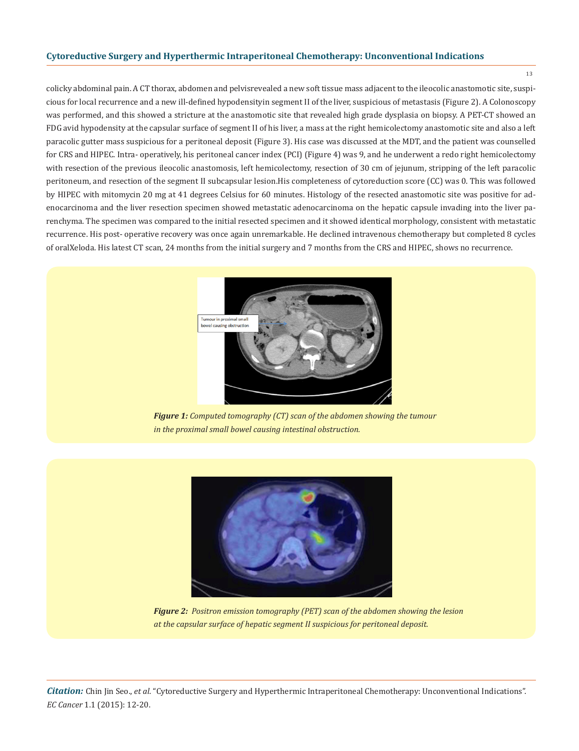colicky abdominal pain. A CT thorax, abdomen and pelvisrevealed a new soft tissue mass adjacent to the ileocolic anastomotic site, suspicious for local recurrence and a new ill-defined hypodensityin segment II of the liver, suspicious of metastasis (Figure 2). A Colonoscopy was performed, and this showed a stricture at the anastomotic site that revealed high grade dysplasia on biopsy. A PET-CT showed an FDG avid hypodensity at the capsular surface of segment II of his liver, a mass at the right hemicolectomy anastomotic site and also a left paracolic gutter mass suspicious for a peritoneal deposit (Figure 3). His case was discussed at the MDT, and the patient was counselled for CRS and HIPEC. Intra- operatively, his peritoneal cancer index (PCI) (Figure 4) was 9, and he underwent a redo right hemicolectomy with resection of the previous ileocolic anastomosis, left hemicolectomy, resection of 30 cm of jejunum, stripping of the left paracolic peritoneum, and resection of the segment II subcapsular lesion.His completeness of cytoreduction score (CC) was 0. This was followed by HIPEC with mitomycin 20 mg at 41 degrees Celsius for 60 minutes. Histology of the resected anastomotic site was positive for adenocarcinoma and the liver resection specimen showed metastatic adenocarcinoma on the hepatic capsule invading into the liver parenchyma. The specimen was compared to the initial resected specimen and it showed identical morphology, consistent with metastatic recurrence. His post- operative recovery was once again unremarkable. He declined intravenous chemotherapy but completed 8 cycles of oralXeloda. His latest CT scan, 24 months from the initial surgery and 7 months from the CRS and HIPEC, shows no recurrence.

Tumour in proximal small bowel causing obstruction

***Figure 1:*** *Computed tomography (CT) scan of the abdomen showing the tumour in the proximal small bowel causing intestinal obstruction.*

***Figure 2:*** *Positron emission tomography (PET) scan of the abdomen showing the lesion at the capsular surface of hepatic segment II suspicious for peritoneal deposit.*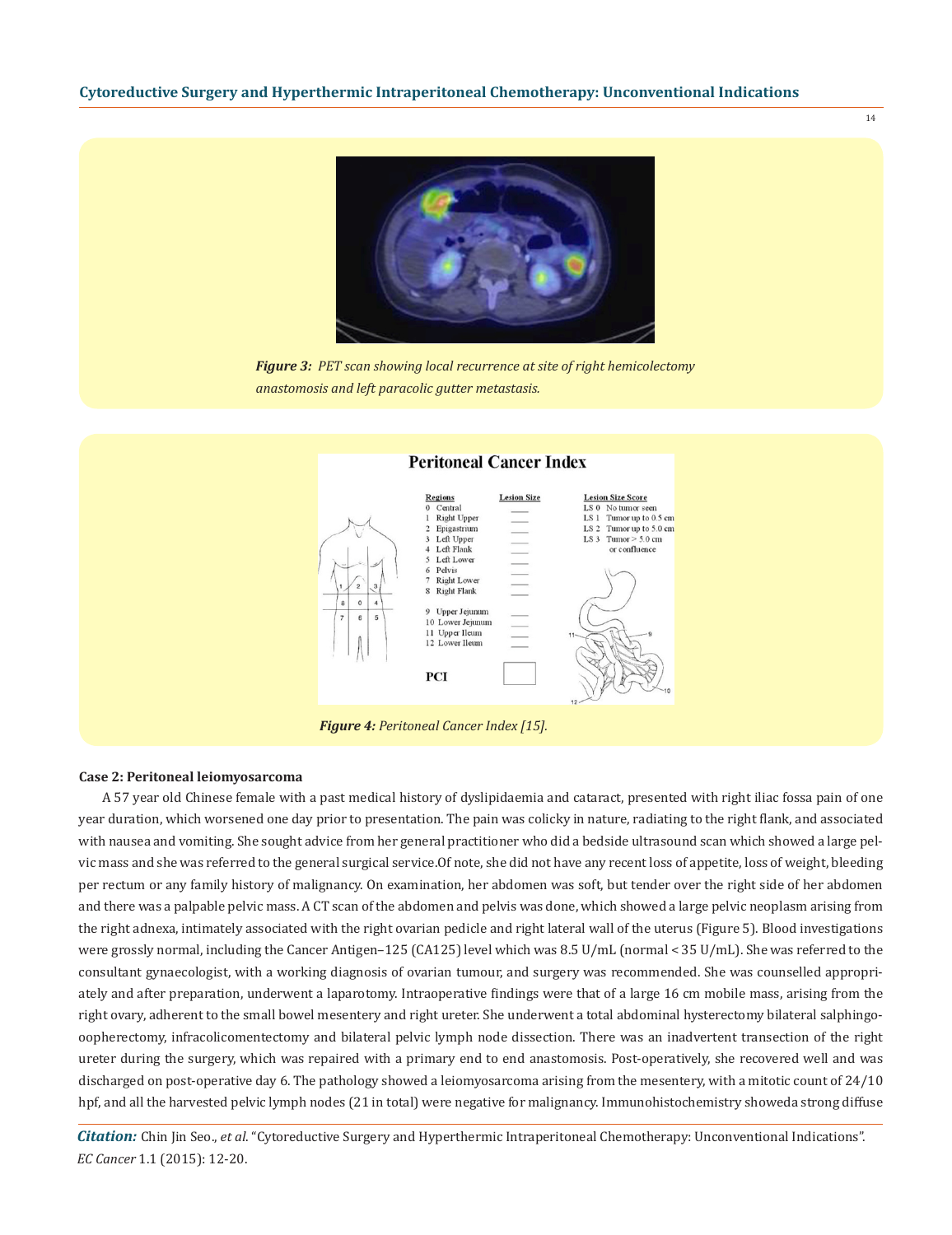*Figure 3: PET scan showing local recurrence at site of right hemicolectomy anastomosis and left paracolic gutter metastasis.*

Peritoneal Cancer Index

Regions
0 Central
1 Right Upper
2 Epigastrium
3 Left Upper
4 Left Flank
5 Left Lower
6 Pelvis
7 Right Lower
8 Right Flank
9 Upper Jejunum
10 Lower Jejunum
11 Upper Ileum
12 Lower Ileum

Lesion Size

PCI

Lesion Size Score
LS 0 No tumor seen
LS 1 Tumor up to 0.5 cm
LS 2 Tumor up to 5.0 cm
LS 3 Tumor > 5.0 cm or confluence

*Figure 4: Peritoneal Cancer Index [15].*

**Case 2: Peritoneal leiomyosarcoma**

A 57 year old Chinese female with a past medical history of dyslipidaemia and cataract, presented with right iliac fossa pain of one year duration, which worsened one day prior to presentation. The pain was colicky in nature, radiating to the right flank, and associated with nausea and vomiting. She sought advice from her general practitioner who did a bedside ultrasound scan which showed a large pelvic mass and she was referred to the general surgical service.Of note, she did not have any recent loss of appetite, loss of weight, bleeding per rectum or any family history of malignancy. On examination, her abdomen was soft, but tender over the right side of her abdomen and there was a palpable pelvic mass. A CT scan of the abdomen and pelvis was done, which showed a large pelvic neoplasm arising from the right adnexa, intimately associated with the right ovarian pedicle and right lateral wall of the uterus (Figure 5). Blood investigations were grossly normal, including the Cancer Antigen–125 (CA125) level which was 8.5 U/mL (normal < 35 U/mL). She was referred to the consultant gynaecologist, with a working diagnosis of ovarian tumour, and surgery was recommended. She was counselled appropriately and after preparation, underwent a laparotomy. Intraoperative findings were that of a large 16 cm mobile mass, arising from the right ovary, adherent to the small bowel mesentery and right ureter. She underwent a total abdominal hysterectomy bilateral salphingo-oopherectomy, infracolicomentectomy and bilateral pelvic lymph node dissection. There was an inadvertent transection of the right ureter during the surgery, which was repaired with a primary end to end anastomosis. Post-operatively, she recovered well and was discharged on post-operative day 6. The pathology showed a leiomyosarcoma arising from the mesentery, with a mitotic count of 24/10 hpf, and all the harvested pelvic lymph nodes (21 in total) were negative for malignancy. Immunohistochemistry showeda strong diffuse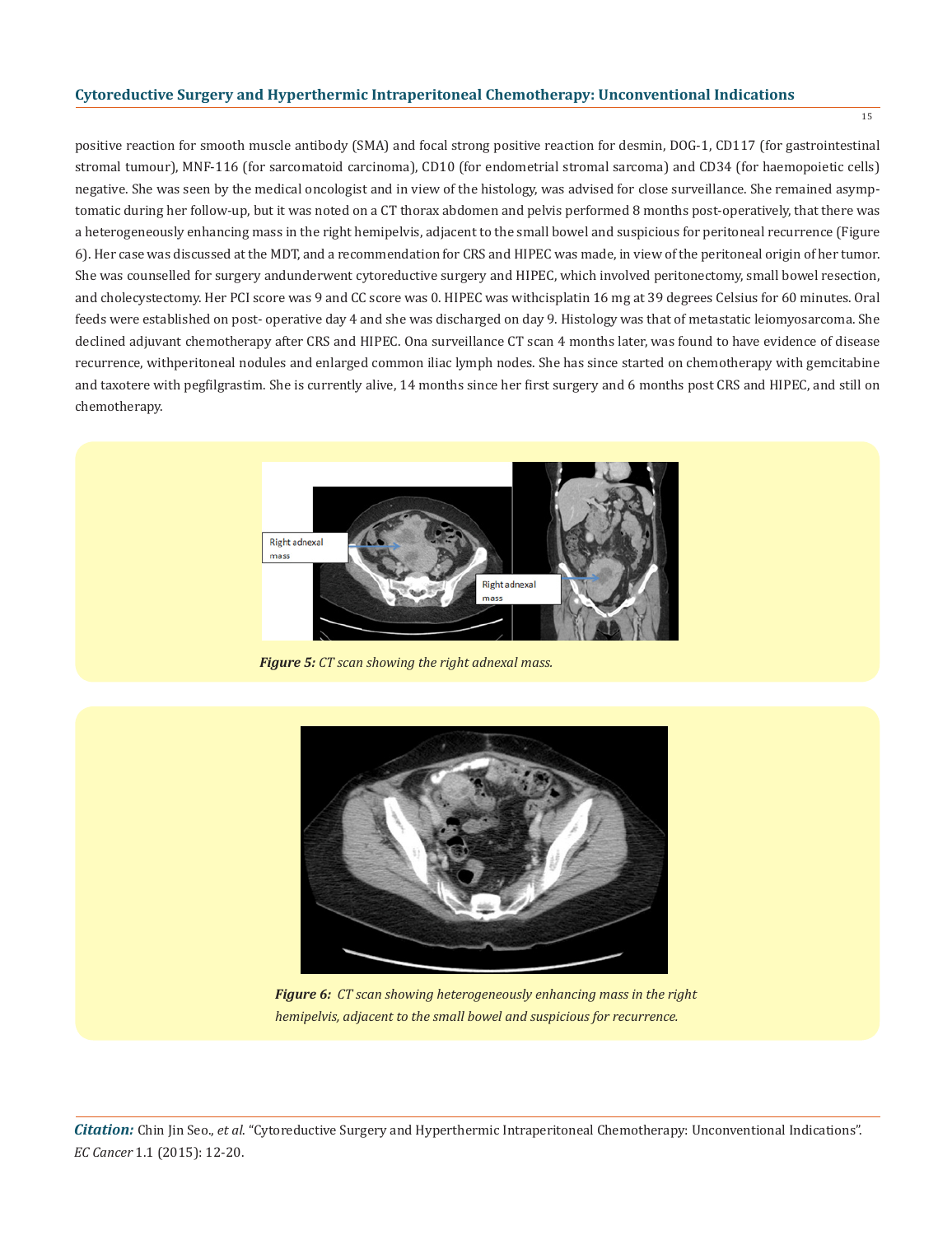positive reaction for smooth muscle antibody (SMA) and focal strong positive reaction for desmin, DOG-1, CD117 (for gastrointestinal stromal tumour), MNF-116 (for sarcomatoid carcinoma), CD10 (for endometrial stromal sarcoma) and CD34 (for haemopoietic cells) negative. She was seen by the medical oncologist and in view of the histology, was advised for close surveillance. She remained asymptomatic during her follow-up, but it was noted on a CT thorax abdomen and pelvis performed 8 months post-operatively, that there was a heterogeneously enhancing mass in the right hemipelvis, adjacent to the small bowel and suspicious for peritoneal recurrence (Figure 6). Her case was discussed at the MDT, and a recommendation for CRS and HIPEC was made, in view of the peritoneal origin of her tumor. She was counselled for surgery andunderwent cytoreductive surgery and HIPEC, which involved peritonectomy, small bowel resection, and cholecystectomy. Her PCI score was 9 and CC score was 0. HIPEC was withcisplatin 16 mg at 39 degrees Celsius for 60 minutes. Oral feeds were established on post- operative day 4 and she was discharged on day 9. Histology was that of metastatic leiomyosarcoma. She declined adjuvant chemotherapy after CRS and HIPEC. Ona surveillance CT scan 4 months later, was found to have evidence of disease recurrence, withperitoneal nodules and enlarged common iliac lymph nodes. She has since started on chemotherapy with gemcitabine and taxotere with pegfilgrastim. She is currently alive, 14 months since her first surgery and 6 months post CRS and HIPEC, and still on chemotherapy.

Right adnexal mass

Right adnexal mass

***Figure 5:*** *CT scan showing the right adnexal mass.*

***Figure 6:*** *CT scan showing heterogeneously enhancing mass in the right hemipelvis, adjacent to the small bowel and suspicious for recurrence.*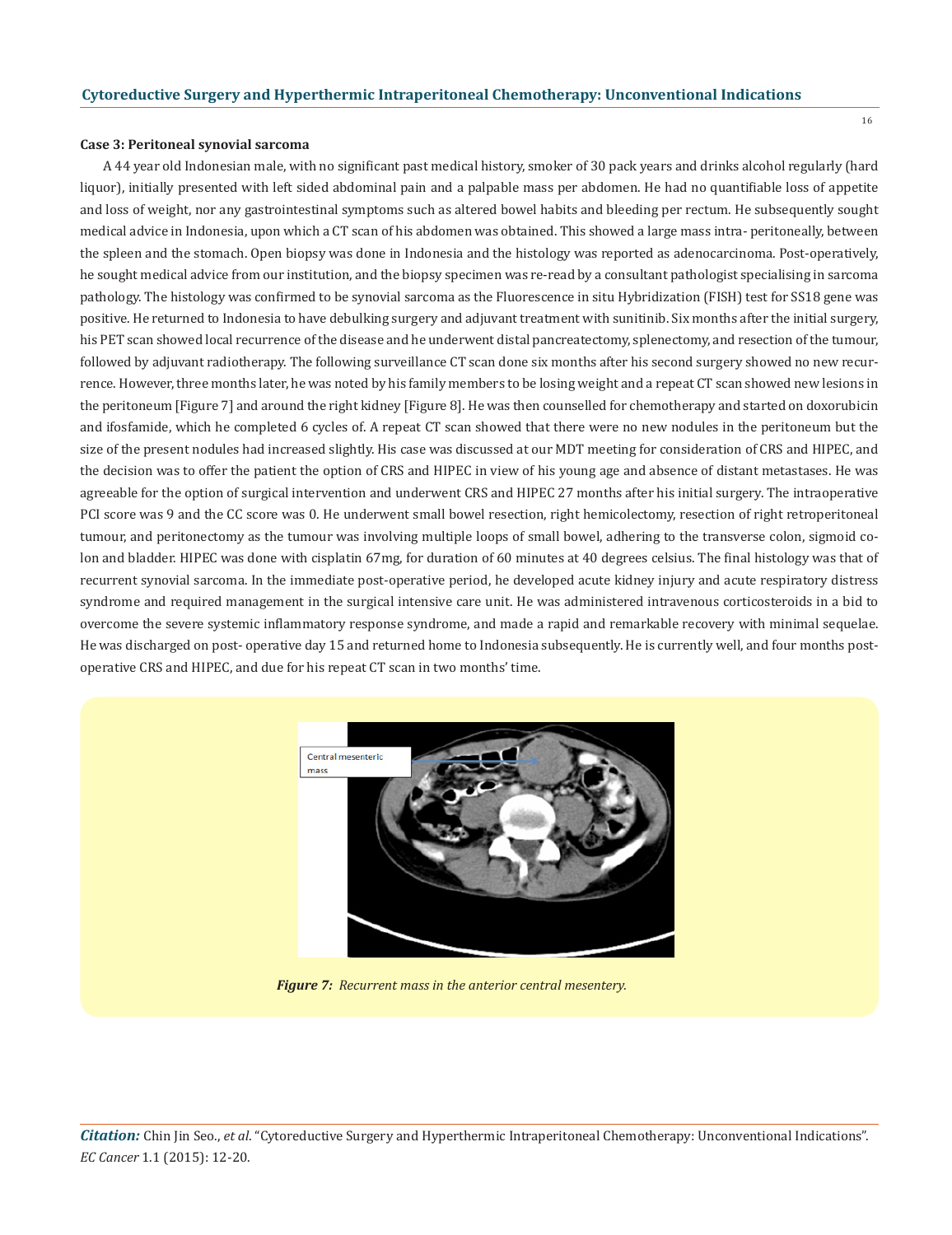**Case 3: Peritoneal synovial sarcoma**

A 44 year old Indonesian male, with no significant past medical history, smoker of 30 pack years and drinks alcohol regularly (hard liquor), initially presented with left sided abdominal pain and a palpable mass per abdomen. He had no quantifiable loss of appetite and loss of weight, nor any gastrointestinal symptoms such as altered bowel habits and bleeding per rectum. He subsequently sought medical advice in Indonesia, upon which a CT scan of his abdomen was obtained. This showed a large mass intra- peritoneally, between the spleen and the stomach. Open biopsy was done in Indonesia and the histology was reported as adenocarcinoma. Post-operatively, he sought medical advice from our institution, and the biopsy specimen was re-read by a consultant pathologist specialising in sarcoma pathology. The histology was confirmed to be synovial sarcoma as the Fluorescence in situ Hybridization (FISH) test for SS18 gene was positive. He returned to Indonesia to have debulking surgery and adjuvant treatment with sunitinib. Six months after the initial surgery, his PET scan showed local recurrence of the disease and he underwent distal pancreatectomy, splenectomy, and resection of the tumour, followed by adjuvant radiotherapy. The following surveillance CT scan done six months after his second surgery showed no new recurrence. However, three months later, he was noted by his family members to be losing weight and a repeat CT scan showed new lesions in the peritoneum [Figure 7] and around the right kidney [Figure 8]. He was then counselled for chemotherapy and started on doxorubicin and ifosfamide, which he completed 6 cycles of. A repeat CT scan showed that there were no new nodules in the peritoneum but the size of the present nodules had increased slightly. His case was discussed at our MDT meeting for consideration of CRS and HIPEC, and the decision was to offer the patient the option of CRS and HIPEC in view of his young age and absence of distant metastases. He was agreeable for the option of surgical intervention and underwent CRS and HIPEC 27 months after his initial surgery. The intraoperative PCI score was 9 and the CC score was 0. He underwent small bowel resection, right hemicolectomy, resection of right retroperitoneal tumour, and peritonectomy as the tumour was involving multiple loops of small bowel, adhering to the transverse colon, sigmoid colon and bladder. HIPEC was done with cisplatin 67mg, for duration of 60 minutes at 40 degrees celsius. The final histology was that of recurrent synovial sarcoma. In the immediate post-operative period, he developed acute kidney injury and acute respiratory distress syndrome and required management in the surgical intensive care unit. He was administered intravenous corticosteroids in a bid to overcome the severe systemic inflammatory response syndrome, and made a rapid and remarkable recovery with minimal sequelae. He was discharged on post- operative day 15 and returned home to Indonesia subsequently. He is currently well, and four months post-operative CRS and HIPEC, and due for his repeat CT scan in two months' time.

Central mesenteric mass

***Figure 7:*** *Recurrent mass in the anterior central mesentery.*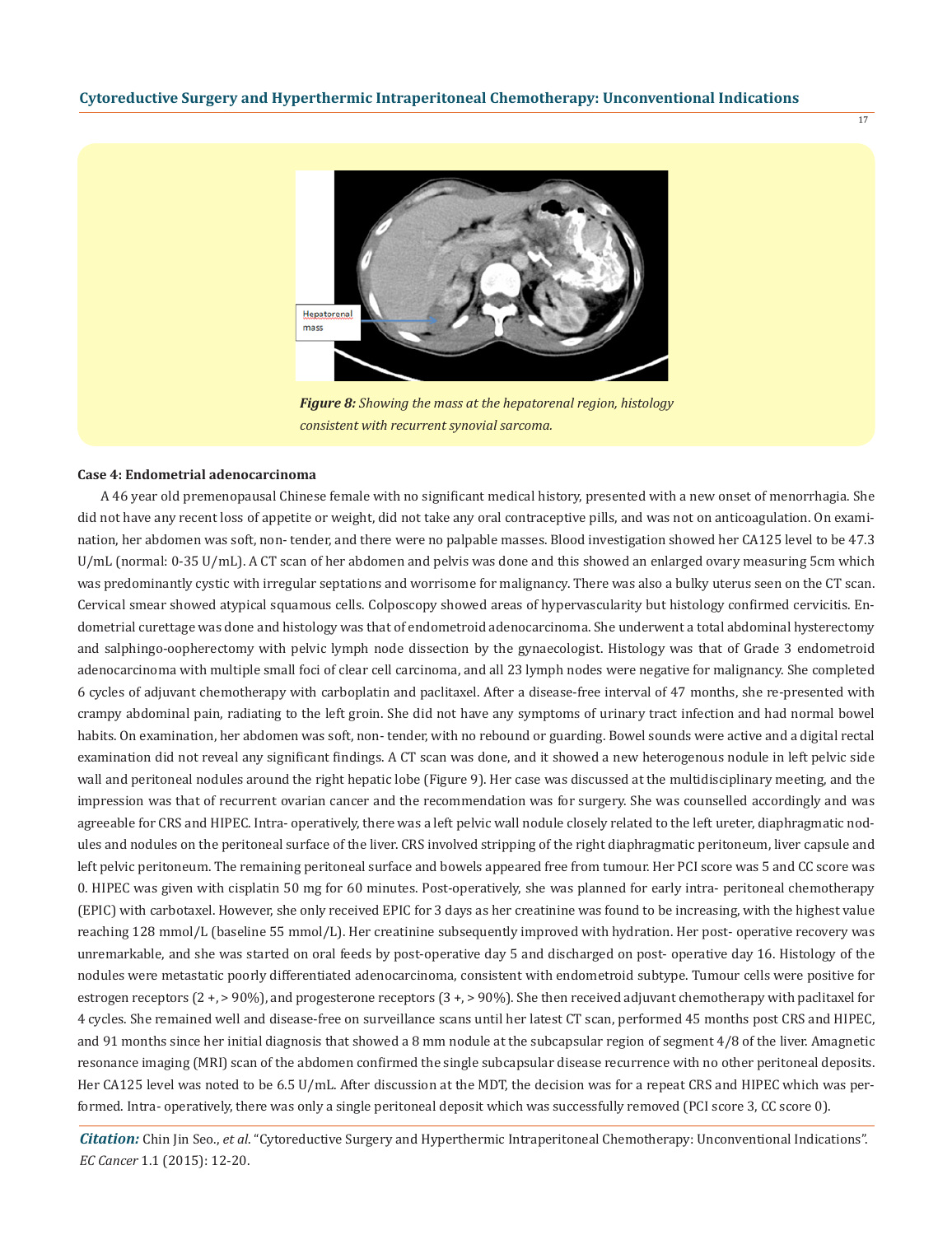Hepatorenal mass

*Figure 8:* *Showing the mass at the hepatorenal region, histology consistent with recurrent synovial sarcoma.*

**Case 4: Endometrial adenocarcinoma**

A 46 year old premenopausal Chinese female with no significant medical history, presented with a new onset of menorrhagia. She did not have any recent loss of appetite or weight, did not take any oral contraceptive pills, and was not on anticoagulation. On examination, her abdomen was soft, non- tender, and there were no palpable masses. Blood investigation showed her CA125 level to be 47.3 U/mL (normal: 0-35 U/mL). A CT scan of her abdomen and pelvis was done and this showed an enlarged ovary measuring 5cm which was predominantly cystic with irregular septations and worrisome for malignancy. There was also a bulky uterus seen on the CT scan. Cervical smear showed atypical squamous cells. Colposcopy showed areas of hypervascularity but histology confirmed cervicitis. Endometrial curettage was done and histology was that of endometroid adenocarcinoma. She underwent a total abdominal hysterectomy and salphingo-oopherectomy with pelvic lymph node dissection by the gynaecologist. Histology was that of Grade 3 endometroid adenocarcinoma with multiple small foci of clear cell carcinoma, and all 23 lymph nodes were negative for malignancy. She completed 6 cycles of adjuvant chemotherapy with carboplatin and paclitaxel. After a disease-free interval of 47 months, she re-presented with crampy abdominal pain, radiating to the left groin. She did not have any symptoms of urinary tract infection and had normal bowel habits. On examination, her abdomen was soft, non- tender, with no rebound or guarding. Bowel sounds were active and a digital rectal examination did not reveal any significant findings. A CT scan was done, and it showed a new heterogenous nodule in left pelvic side wall and peritoneal nodules around the right hepatic lobe (Figure 9). Her case was discussed at the multidisciplinary meeting, and the impression was that of recurrent ovarian cancer and the recommendation was for surgery. She was counselled accordingly and was agreeable for CRS and HIPEC. Intra- operatively, there was a left pelvic wall nodule closely related to the left ureter, diaphragmatic nodules and nodules on the peritoneal surface of the liver. CRS involved stripping of the right diaphragmatic peritoneum, liver capsule and left pelvic peritoneum. The remaining peritoneal surface and bowels appeared free from tumour. Her PCI score was 5 and CC score was 0. HIPEC was given with cisplatin 50 mg for 60 minutes. Post-operatively, she was planned for early intra- peritoneal chemotherapy (EPIC) with carbotaxel. However, she only received EPIC for 3 days as her creatinine was found to be increasing, with the highest value reaching 128 mmol/L (baseline 55 mmol/L). Her creatinine subsequently improved with hydration. Her post- operative recovery was unremarkable, and she was started on oral feeds by post-operative day 5 and discharged on post- operative day 16. Histology of the nodules were metastatic poorly differentiated adenocarcinoma, consistent with endometroid subtype. Tumour cells were positive for estrogen receptors (2 +, > 90%), and progesterone receptors (3 +, > 90%). She then received adjuvant chemotherapy with paclitaxel for 4 cycles. She remained well and disease-free on surveillance scans until her latest CT scan, performed 45 months post CRS and HIPEC, and 91 months since her initial diagnosis that showed a 8 mm nodule at the subcapsular region of segment 4/8 of the liver. Amagnetic resonance imaging (MRI) scan of the abdomen confirmed the single subcapsular disease recurrence with no other peritoneal deposits. Her CA125 level was noted to be 6.5 U/mL. After discussion at the MDT, the decision was for a repeat CRS and HIPEC which was performed. Intra- operatively, there was only a single peritoneal deposit which was successfully removed (PCI score 3, CC score 0).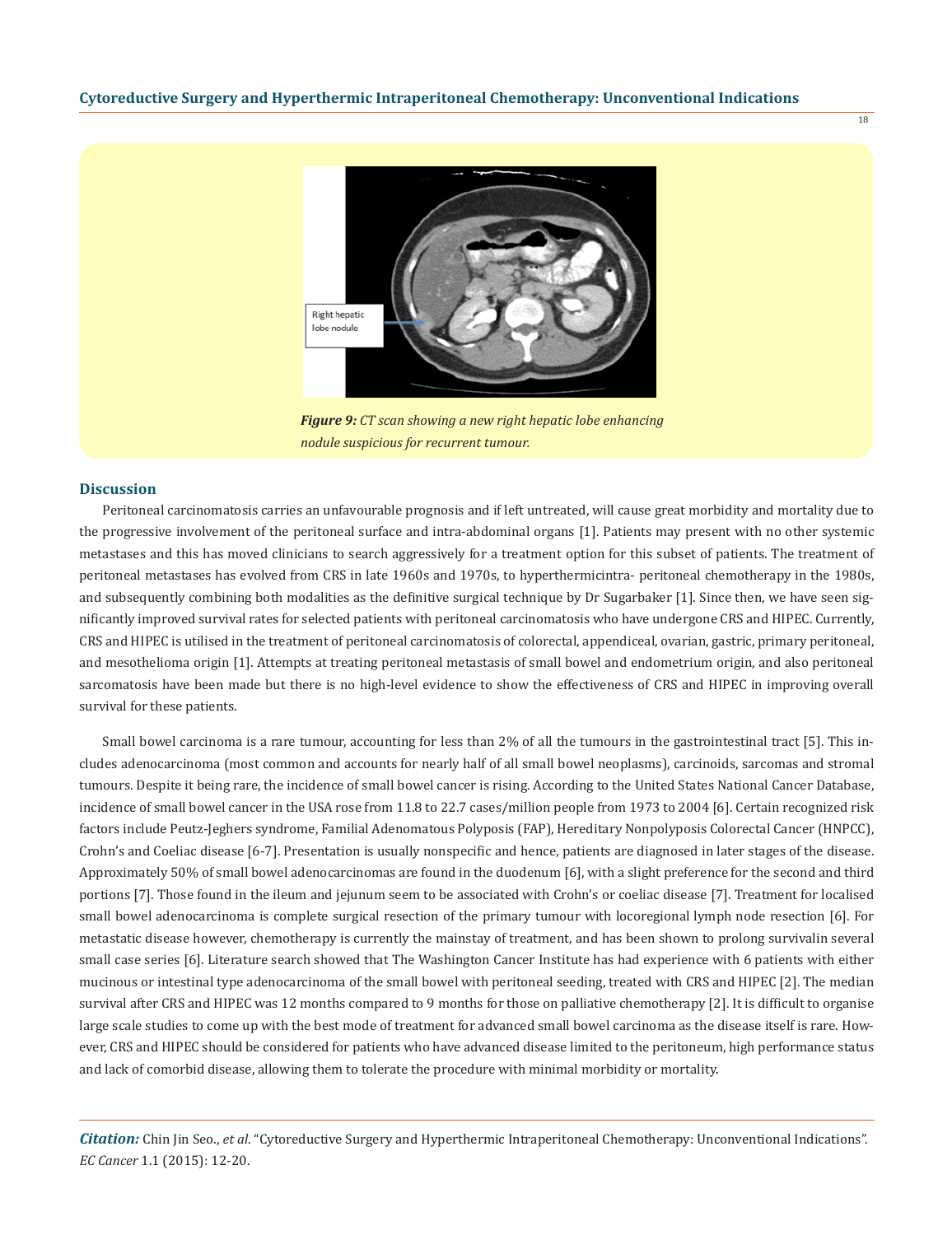Right hepatic lobe nodule

***Figure 9:*** *CT scan showing a new right hepatic lobe enhancing nodule suspicious for recurrent tumour.*

## Discussion

Peritoneal carcinomatosis carries an unfavourable prognosis and if left untreated, will cause great morbidity and mortality due to the progressive involvement of the peritoneal surface and intra-abdominal organs [1]. Patients may present with no other systemic metastases and this has moved clinicians to search aggressively for a treatment option for this subset of patients. The treatment of peritoneal metastases has evolved from CRS in late 1960s and 1970s, to hyperthermicintra- peritoneal chemotherapy in the 1980s, and subsequently combining both modalities as the definitive surgical technique by Dr Sugarbaker [1]. Since then, we have seen significantly improved survival rates for selected patients with peritoneal carcinomatosis who have undergone CRS and HIPEC. Currently, CRS and HIPEC is utilised in the treatment of peritoneal carcinomatosis of colorectal, appendiceal, ovarian, gastric, primary peritoneal, and mesothelioma origin [1]. Attempts at treating peritoneal metastasis of small bowel and endometrium origin, and also peritoneal sarcomatosis have been made but there is no high-level evidence to show the effectiveness of CRS and HIPEC in improving overall survival for these patients.

Small bowel carcinoma is a rare tumour, accounting for less than 2% of all the tumours in the gastrointestinal tract [5]. This includes adenocarcinoma (most common and accounts for nearly half of all small bowel neoplasms), carcinoids, sarcomas and stromal tumours. Despite it being rare, the incidence of small bowel cancer is rising. According to the United States National Cancer Database, incidence of small bowel cancer in the USA rose from 11.8 to 22.7 cases/million people from 1973 to 2004 [6]. Certain recognized risk factors include Peutz-Jeghers syndrome, Familial Adenomatous Polyposis (FAP), Hereditary Nonpolyposis Colorectal Cancer (HNPCC), Crohn's and Coeliac disease [6-7]. Presentation is usually nonspecific and hence, patients are diagnosed in later stages of the disease. Approximately 50% of small bowel adenocarcinomas are found in the duodenum [6], with a slight preference for the second and third portions [7]. Those found in the ileum and jejunum seem to be associated with Crohn's or coeliac disease [7]. Treatment for localised small bowel adenocarcinoma is complete surgical resection of the primary tumour with locoregional lymph node resection [6]. For metastatic disease however, chemotherapy is currently the mainstay of treatment, and has been shown to prolong survivalin several small case series [6]. Literature search showed that The Washington Cancer Institute has had experience with 6 patients with either mucinous or intestinal type adenocarcinoma of the small bowel with peritoneal seeding, treated with CRS and HIPEC [2]. The median survival after CRS and HIPEC was 12 months compared to 9 months for those on palliative chemotherapy [2]. It is difficult to organise large scale studies to come up with the best mode of treatment for advanced small bowel carcinoma as the disease itself is rare. However, CRS and HIPEC should be considered for patients who have advanced disease limited to the peritoneum, high performance status and lack of comorbid disease, allowing them to tolerate the procedure with minimal morbidity or mortality.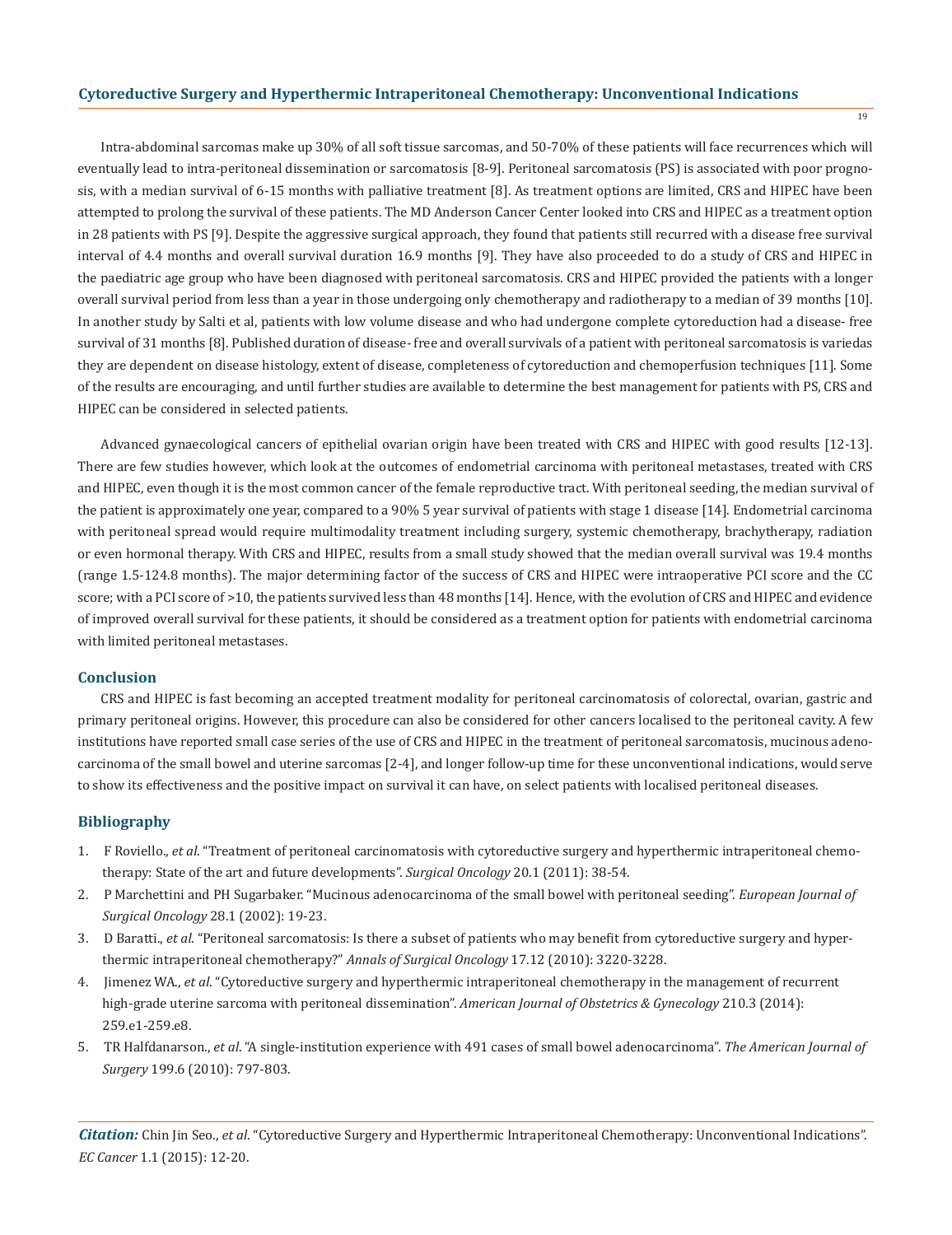Intra-abdominal sarcomas make up 30% of all soft tissue sarcomas, and 50-70% of these patients will face recurrences which will eventually lead to intra-peritoneal dissemination or sarcomatosis [8-9]. Peritoneal sarcomatosis (PS) is associated with poor prognosis, with a median survival of 6-15 months with palliative treatment [8]. As treatment options are limited, CRS and HIPEC have been attempted to prolong the survival of these patients. The MD Anderson Cancer Center looked into CRS and HIPEC as a treatment option in 28 patients with PS [9]. Despite the aggressive surgical approach, they found that patients still recurred with a disease free survival interval of 4.4 months and overall survival duration 16.9 months [9]. They have also proceeded to do a study of CRS and HIPEC in the paediatric age group who have been diagnosed with peritoneal sarcomatosis. CRS and HIPEC provided the patients with a longer overall survival period from less than a year in those undergoing only chemotherapy and radiotherapy to a median of 39 months [10]. In another study by Salti et al, patients with low volume disease and who had undergone complete cytoreduction had a disease- free survival of 31 months [8]. Published duration of disease- free and overall survivals of a patient with peritoneal sarcomatosis is variedas they are dependent on disease histology, extent of disease, completeness of cytoreduction and chemoperfusion techniques [11]. Some of the results are encouraging, and until further studies are available to determine the best management for patients with PS, CRS and HIPEC can be considered in selected patients.

Advanced gynaecological cancers of epithelial ovarian origin have been treated with CRS and HIPEC with good results [12-13]. There are few studies however, which look at the outcomes of endometrial carcinoma with peritoneal metastases, treated with CRS and HIPEC, even though it is the most common cancer of the female reproductive tract. With peritoneal seeding, the median survival of the patient is approximately one year, compared to a 90% 5 year survival of patients with stage 1 disease [14]. Endometrial carcinoma with peritoneal spread would require multimodality treatment including surgery, systemic chemotherapy, brachytherapy, radiation or even hormonal therapy. With CRS and HIPEC, results from a small study showed that the median overall survival was 19.4 months (range 1.5-124.8 months). The major determining factor of the success of CRS and HIPEC were intraoperative PCI score and the CC score; with a PCI score of >10, the patients survived less than 48 months [14]. Hence, with the evolution of CRS and HIPEC and evidence of improved overall survival for these patients, it should be considered as a treatment option for patients with endometrial carcinoma with limited peritoneal metastases.

## Conclusion

CRS and HIPEC is fast becoming an accepted treatment modality for peritoneal carcinomatosis of colorectal, ovarian, gastric and primary peritoneal origins. However, this procedure can also be considered for other cancers localised to the peritoneal cavity. A few institutions have reported small case series of the use of CRS and HIPEC in the treatment of peritoneal sarcomatosis, mucinous adenocarcinoma of the small bowel and uterine sarcomas [2-4], and longer follow-up time for these unconventional indications, would serve to show its effectiveness and the positive impact on survival it can have, on select patients with localised peritoneal diseases.

## Bibliography

1. F Roviello., *et al*. "Treatment of peritoneal carcinomatosis with cytoreductive surgery and hyperthermic intraperitoneal chemotherapy: State of the art and future developments". *Surgical Oncology* 20.1 (2011): 38-54.
2. P Marchettini and PH Sugarbaker. "Mucinous adenocarcinoma of the small bowel with peritoneal seeding". *European Journal of Surgical Oncology* 28.1 (2002): 19-23.
3. D Baratti., *et al*. "Peritoneal sarcomatosis: Is there a subset of patients who may benefit from cytoreductive surgery and hyperthermic intraperitoneal chemotherapy?" *Annals of Surgical Oncology* 17.12 (2010): 3220-3228.
4. Jimenez WA., *et al*. "Cytoreductive surgery and hyperthermic intraperitoneal chemotherapy in the management of recurrent high-grade uterine sarcoma with peritoneal dissemination". *American Journal of Obstetrics & Gynecology* 210.3 (2014): 259.e1-259.e8.
5. TR Halfdanarson., *et al*. "A single-institution experience with 491 cases of small bowel adenocarcinoma". *The American Journal of Surgery* 199.6 (2010): 797-803.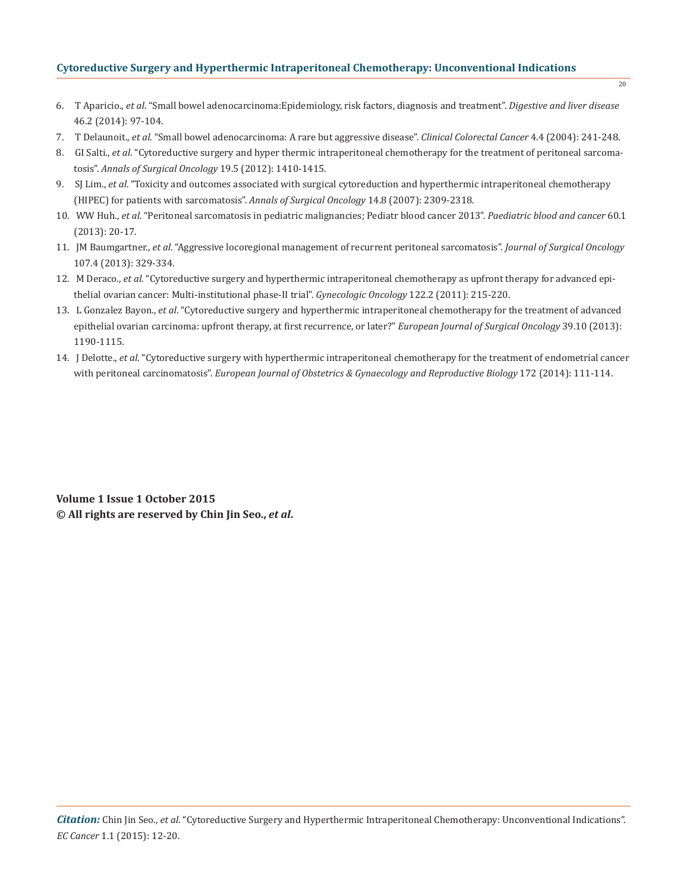6. T Aparicio., *et al*. "Small bowel adenocarcinoma:Epidemiology, risk factors, diagnosis and treatment". *Digestive and liver disease* 46.2 (2014): 97-104.
7. T Delaunoit., *et al*. "Small bowel adenocarcinoma: A rare but aggressive disease". *Clinical Colorectal Cancer* 4.4 (2004): 241-248.
8. GI Salti., *et al*. "Cytoreductive surgery and hyper thermic intraperitoneal chemotherapy for the treatment of peritoneal sarcomatosis". *Annals of Surgical Oncology* 19.5 (2012): 1410-1415.
9. SJ Lim., *et al*. "Toxicity and outcomes associated with surgical cytoreduction and hyperthermic intraperitoneal chemotherapy (HIPEC) for patients with sarcomatosis". *Annals of Surgical Oncology* 14.8 (2007): 2309-2318.
10. WW Huh., *et al.* "Peritoneal sarcomatosis in pediatric malignancies; Pediatr blood cancer 2013". *Paediatric blood and cancer* 60.1 (2013): 20-17.
11. JM Baumgartner., *et al*. "Aggressive locoregional management of recurrent peritoneal sarcomatosis". *Journal of Surgical Oncology* 107.4 (2013): 329-334.
12. M Deraco., *et al*. "Cytoreductive surgery and hyperthermic intraperitoneal chemotherapy as upfront therapy for advanced epithelial ovarian cancer: Multi-institutional phase-II trial". *Gynecologic Oncology* 122.2 (2011): 215-220.
13. L Gonzalez Bayon., *et al*. "Cytoreductive surgery and hyperthermic intraperitoneal chemotherapy for the treatment of advanced epithelial ovarian carcinoma: upfront therapy, at first recurrence, or later?" *European Journal of Surgical Oncology* 39.10 (2013): 1190-1115.
14. J Delotte., *et al*. "Cytoreductive surgery with hyperthermic intraperitoneal chemotherapy for the treatment of endometrial cancer with peritoneal carcinomatosis". *European Journal of Obstetrics & Gynaecology and Reproductive Biology* 172 (2014): 111-114.

**Volume 1 Issue 1 October 2015**
**© All rights are reserved by Chin Jin Seo., *et al*.**